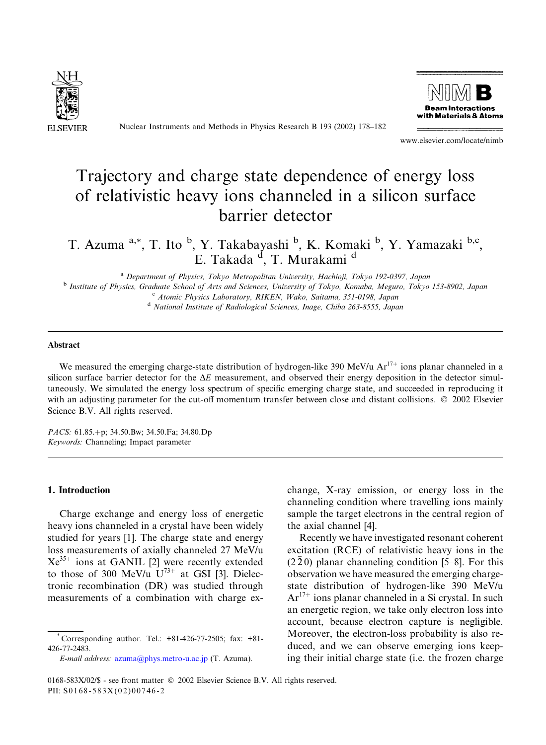# Trajectory and charge state dependence of energy loss of relativistic heavy ions channeled in a silicon surface barrier detector

T. Azuma [a,*], T. Ito [b], Y. Takabayashi [b], K. Komaki [b], Y. Yamazaki [b,c], E. Takada [d], T. Murakami [d]

[a] Department of Physics, Tokyo Metropolitan University, Hachioji, Tokyo 192-0397, Japan

[b] Institute of Physics, Graduate School of Arts and Sciences, University of Tokyo, Komaba, Meguro, Tokyo 153-8902, Japan

[c] Atomic Physics Laboratory, RIKEN, Wako, Saitama, 351-0198, Japan

[d] National Institute of Radiological Sciences, Inage, Chiba 263-8555, Japan

## Abstract

We measured the emerging charge-state distribution of hydrogen-like 390 MeV/u $Ar^{17+}$ ions planar channeled in a silicon surface barrier detector for the $\Delta E$ measurement, and observed their energy deposition in the detector simultaneously. We simulated the energy loss spectrum of specific emerging charge state, and succeeded in reproducing it with an adjusting parameter for the cut-off momentum transfer between close and distant collisions. © 2002 Elsevier Science B.V. All rights reserved.

*PACS:* 61.85.+p; 34.50.Bw; 34.50.Fa; 34.80.Dp

*Keywords:* Channeling; Impact parameter

## 1. Introduction

Charge exchange and energy loss of energetic heavy ions channeled in a crystal have been widely studied for years [1]. The charge state and energy loss measurements of axially channeled 27 MeV/u $Xe^{35+}$ ions at GANIL [2] were recently extended to those of 300 MeV/u $U^{73+}$ at GSI [3]. Dielectronic recombination (DR) was studied through measurements of a combination with charge exchange, X-ray emission, or energy loss in the channeling condition where travelling ions mainly sample the target electrons in the central region of the axial channel [4].

Recently we have investigated resonant coherent excitation (RCE) of relativistic heavy ions in the $(2\bar{2}0)$ planar channeling condition [5–8]. For this observation we have measured the emerging charge-state distribution of hydrogen-like 390 MeV/u $Ar^{17+}$ ions planar channeled in a Si crystal. In such an energetic region, we take only electron loss into account, because electron capture is negligible. Moreover, the electron-loss probability is also reduced, and we can observe emerging ions keeping their initial charge state (i.e. the frozen charge

---

* Corresponding author. Tel.: +81-426-77-2505; fax: +81-426-77-2483.

*E-mail address:* azuma@phys.metro-u.ac.jp (T. Azuma).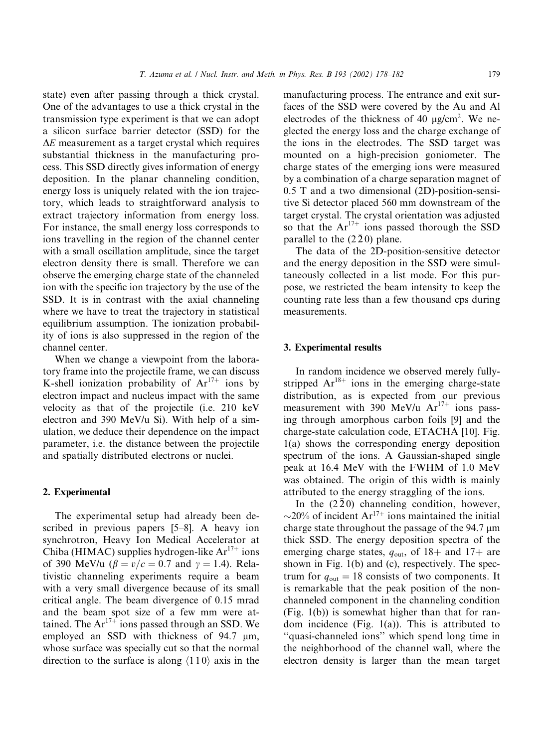state) even after passing through a thick crystal. One of the advantages to use a thick crystal in the transmission type experiment is that we can adopt a silicon surface barrier detector (SSD) for the $\Delta E$ measurement as a target crystal which requires substantial thickness in the manufacturing process. This SSD directly gives information of energy deposition. In the planar channeling condition, energy loss is uniquely related with the ion trajectory, which leads to straightforward analysis to extract trajectory information from energy loss. For instance, the small energy loss corresponds to ions travelling in the region of the channel center with a small oscillation amplitude, since the target electron density there is small. Therefore we can observe the emerging charge state of the channeled ion with the specific ion trajectory by the use of the SSD. It is in contrast with the axial channeling where we have to treat the trajectory in statistical equilibrium assumption. The ionization probability of ions is also suppressed in the region of the channel center.

When we change a viewpoint from the laboratory frame into the projectile frame, we can discuss K-shell ionization probability of $Ar^{17+}$ ions by electron impact and nucleus impact with the same velocity as that of the projectile (i.e. 210 keV electron and 390 MeV/u Si). With help of a simulation, we deduce their dependence on the impact parameter, i.e. the distance between the projectile and spatially distributed electrons or nuclei.

## 2. Experimental

The experimental setup had already been described in previous papers [5–8]. A heavy ion synchrotron, Heavy Ion Medical Accelerator at Chiba (HIMAC) supplies hydrogen-like $Ar^{17+}$ ions of 390 MeV/u ($\beta = v/c = 0.7$ and $\gamma = 1.4$). Relativistic channeling experiments require a beam with a very small divergence because of its small critical angle. The beam divergence of 0.15 mrad and the beam spot size of a few mm were attained. The $Ar^{17+}$ ions passed through an SSD. We employed an SSD with thickness of 94.7 μm, whose surface was specially cut so that the normal direction to the surface is along $\langle 1\,1\,0 \rangle$ axis in the manufacturing process. The entrance and exit surfaces of the SSD were covered by the Au and Al electrodes of the thickness of 40 μg/cm$^2$. We neglected the energy loss and the charge exchange of the ions in the electrodes. The SSD target was mounted on a high-precision goniometer. The charge states of the emerging ions were measured by a combination of a charge separation magnet of 0.5 T and a two dimensional (2D)-position-sensitive Si detector placed 560 mm downstream of the target crystal. The crystal orientation was adjusted so that the $Ar^{17+}$ ions passed thorough the SSD parallel to the $(2\,\bar{2}\,0)$ plane.

The data of the 2D-position-sensitive detector and the energy deposition in the SSD were simultaneously collected in a list mode. For this purpose, we restricted the beam intensity to keep the counting rate less than a few thousand cps during measurements.

## 3. Experimental results

In random incidence we observed merely fully-stripped $Ar^{18+}$ ions in the emerging charge-state distribution, as is expected from our previous measurement with 390 MeV/u $Ar^{17+}$ ions passing through amorphous carbon foils [9] and the charge-state calculation code, ETACHA [10]. Fig. 1(a) shows the corresponding energy deposition spectrum of the ions. A Gaussian-shaped single peak at 16.4 MeV with the FWHM of 1.0 MeV was obtained. The origin of this width is mainly attributed to the energy straggling of the ions.

In the $(2\,\bar{2}\,0)$ channeling condition, however, ~20% of incident $Ar^{17+}$ ions maintained the initial charge state throughout the passage of the 94.7 μm thick SSD. The energy deposition spectra of the emerging charge states, $q_{out}$, of 18+ and 17+ are shown in Fig. 1(b) and (c), respectively. The spectrum for $q_{out} = 18$ consists of two components. It is remarkable that the peak position of the non-channeled component in the channeling condition (Fig. 1(b)) is somewhat higher than that for random incidence (Fig. 1(a)). This is attributed to "quasi-channeled ions" which spend long time in the neighborhood of the channel wall, where the electron density is larger than the mean target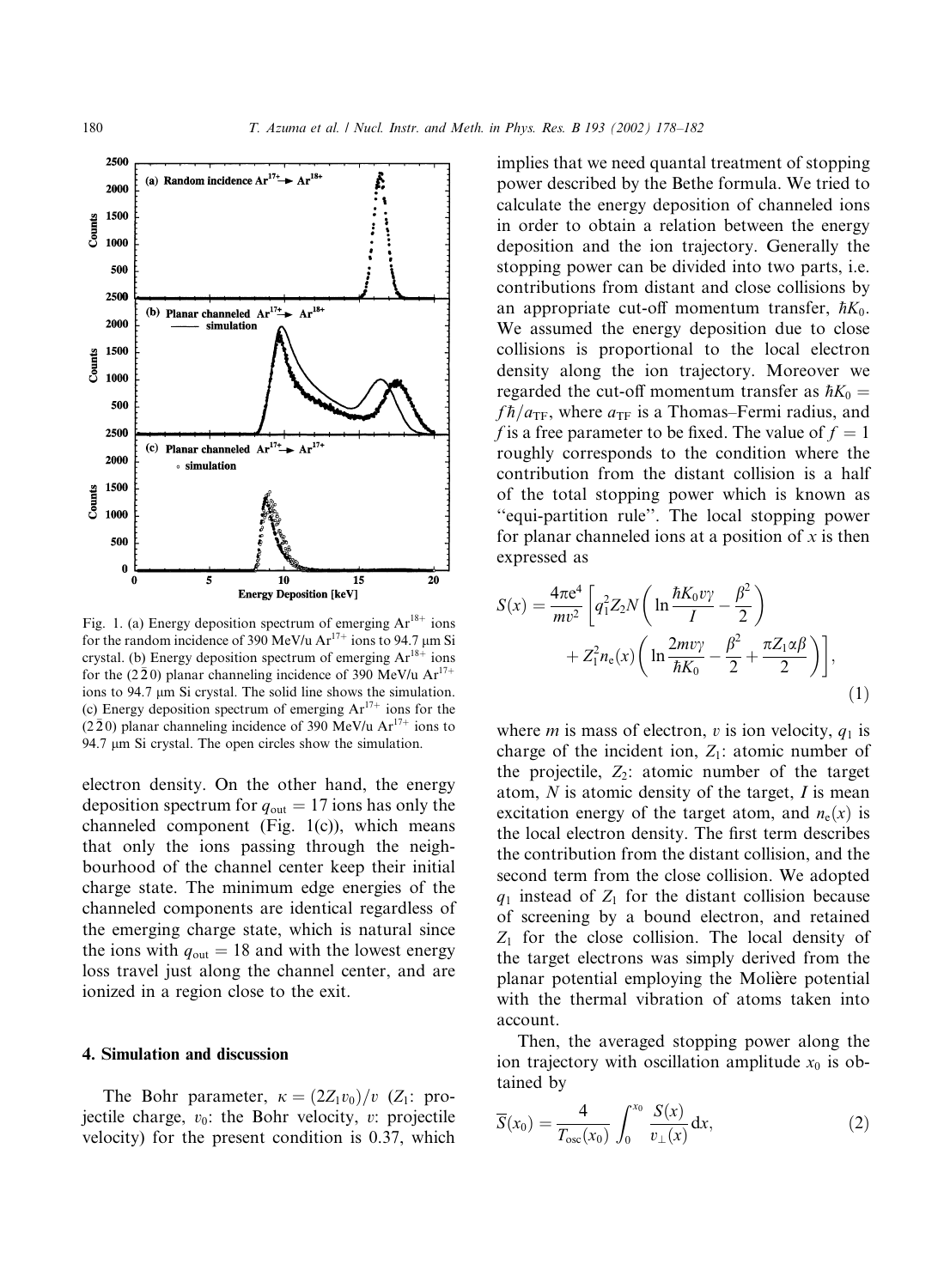Fig. 1. (a) Energy deposition spectrum of emerging $Ar^{18+}$ ions for the random incidence of 390 MeV/u $Ar^{17+}$ ions to 94.7 μm Si crystal. (b) Energy deposition spectrum of emerging $Ar^{18+}$ ions for the $(2\bar{2}0)$ planar channeling incidence of 390 MeV/u $Ar^{17+}$ ions to 94.7 μm Si crystal. The solid line shows the simulation. (c) Energy deposition spectrum of emerging $Ar^{17+}$ ions for the $(2\bar{2}0)$ planar channeling incidence of 390 MeV/u $Ar^{17+}$ ions to 94.7 μm Si crystal. The open circles show the simulation.

electron density. On the other hand, the energy deposition spectrum for $q_{out} = 17$ ions has only the channeled component (Fig. 1(c)), which means that only the ions passing through the neighbourhood of the channel center keep their initial charge state. The minimum edge energies of the channeled components are identical regardless of the emerging charge state, which is natural since the ions with $q_{out} = 18$ and with the lowest energy loss travel just along the channel center, and are ionized in a region close to the exit.

## 4. Simulation and discussion

The Bohr parameter, $\kappa = (2Z_1 v_0)/v$ ($Z_1$: projectile charge, $v_0$: the Bohr velocity, $v$: projectile velocity) for the present condition is 0.37, which implies that we need quantal treatment of stopping power described by the Bethe formula. We tried to calculate the energy deposition of channeled ions in order to obtain a relation between the energy deposition and the ion trajectory. Generally the stopping power can be divided into two parts, i.e. contributions from distant and close collisions by an appropriate cut-off momentum transfer, $\hbar K_0$. We assumed the energy deposition due to close collisions is proportional to the local electron density along the ion trajectory. Moreover we regarded the cut-off momentum transfer as $\hbar K_0 = f\hbar/a_{TF}$, where $a_{TF}$ is a Thomas–Fermi radius, and $f$ is a free parameter to be fixed. The value of $f = 1$ roughly corresponds to the condition where the contribution from the distant collision is a half of the total stopping power which is known as "equi-partition rule". The local stopping power for planar channeled ions at a position of $x$ is then expressed as

$$S(x) = \frac{4\pi e^4}{mv^2}\left[q_1^2 Z_2 N\left(\ln\frac{\hbar K_0 v\gamma}{I} - \frac{\beta^2}{2}\right) + Z_1^2 n_e(x)\left(\ln\frac{2mv\gamma}{\hbar K_0} - \frac{\beta^2}{2} + \frac{\pi Z_1 \alpha\beta}{2}\right)\right], \quad (1)$$

where $m$ is mass of electron, $v$ is ion velocity, $q_1$ is charge of the incident ion, $Z_1$: atomic number of the projectile, $Z_2$: atomic number of the target atom, $N$ is atomic density of the target, $I$ is mean excitation energy of the target atom, and $n_e(x)$ is the local electron density. The first term describes the contribution from the distant collision, and the second term from the close collision. We adopted $q_1$ instead of $Z_1$ for the distant collision because of screening by a bound electron, and retained $Z_1$ for the close collision. The local density of the target electrons was simply derived from the planar potential employing the Molière potential with the thermal vibration of atoms taken into account.

Then, the averaged stopping power along the ion trajectory with oscillation amplitude $x_0$ is obtained by

$$\overline{S}(x_0) = \frac{4}{T_{osc}(x_0)}\int_0^{x_0}\frac{S(x)}{v_\perp(x)}\,dx, \quad (2)$$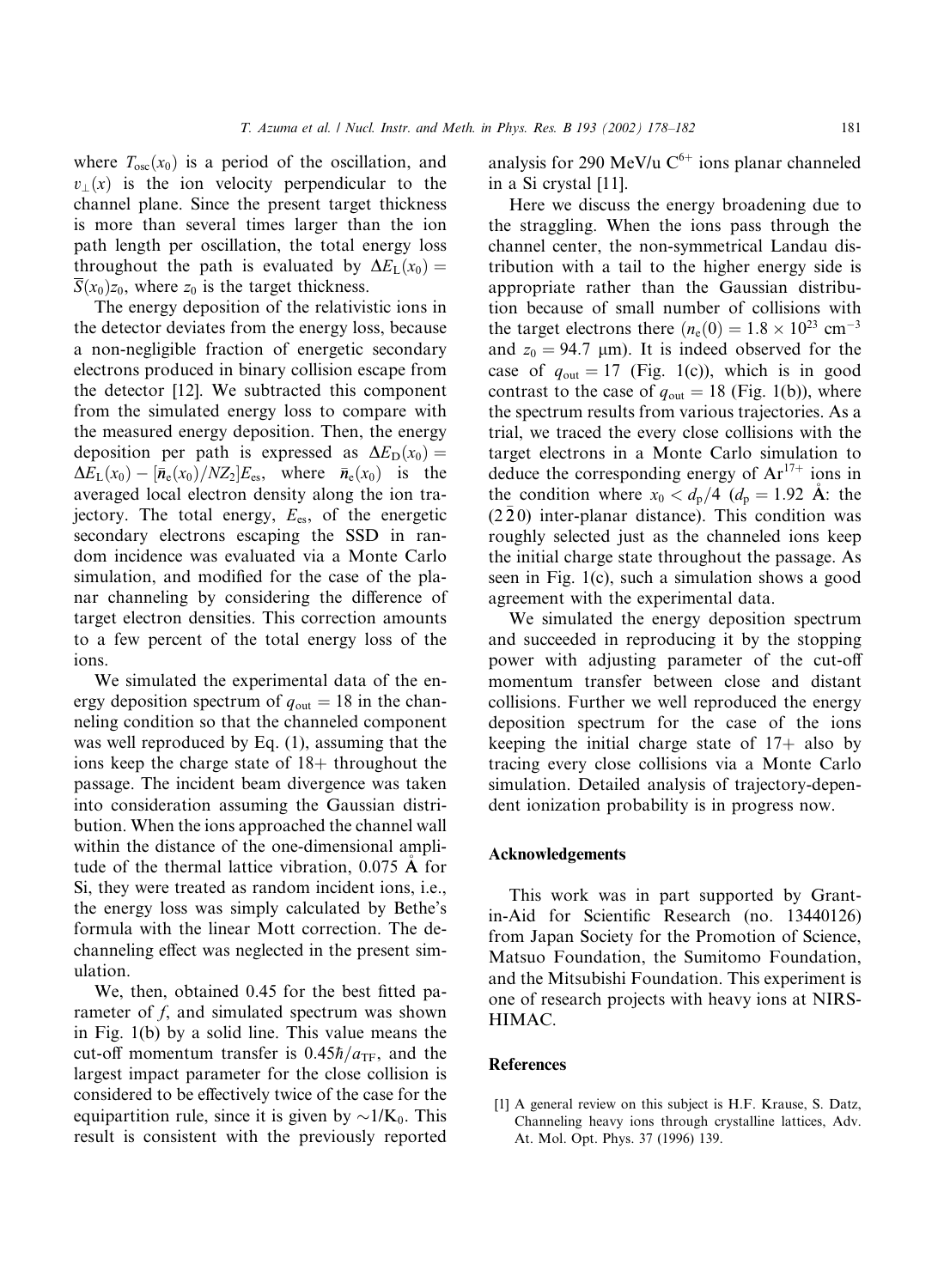where $T_{osc}(x_0)$ is a period of the oscillation, and $v_{\perp}(x)$ is the ion velocity perpendicular to the channel plane. Since the present target thickness is more than several times larger than the ion path length per oscillation, the total energy loss throughout the path is evaluated by $\Delta E_L(x_0) = \overline{S}(x_0)z_0$, where $z_0$ is the target thickness.

The energy deposition of the relativistic ions in the detector deviates from the energy loss, because a non-negligible fraction of energetic secondary electrons produced in binary collision escape from the detector [12]. We subtracted this component from the simulated energy loss to compare with the measured energy deposition. Then, the energy deposition per path is expressed as $\Delta E_D(x_0) = \Delta E_L(x_0) - [\bar{n}_e(x_0)/NZ_2]E_{es}$, where $\bar{n}_e(x_0)$ is the averaged local electron density along the ion trajectory. The total energy, $E_{es}$, of the energetic secondary electrons escaping the SSD in random incidence was evaluated via a Monte Carlo simulation, and modified for the case of the planar channeling by considering the difference of target electron densities. This correction amounts to a few percent of the total energy loss of the ions.

We simulated the experimental data of the energy deposition spectrum of $q_{out} = 18$ in the channeling condition so that the channeled component was well reproduced by Eq. (1), assuming that the ions keep the charge state of 18+ throughout the passage. The incident beam divergence was taken into consideration assuming the Gaussian distribution. When the ions approached the channel wall within the distance of the one-dimensional amplitude of the thermal lattice vibration, 0.075 Å for Si, they were treated as random incident ions, i.e., the energy loss was simply calculated by Bethe's formula with the linear Mott correction. The dechanneling effect was neglected in the present simulation.

We, then, obtained 0.45 for the best fitted parameter of $f$, and simulated spectrum was shown in Fig. 1(b) by a solid line. This value means the cut-off momentum transfer is $0.45\hbar/a_{TF}$, and the largest impact parameter for the close collision is considered to be effectively twice of the case for the equipartition rule, since it is given by $\sim 1/K_0$. This result is consistent with the previously reported analysis for 290 MeV/u $C^{6+}$ ions planar channeled in a Si crystal [11].

Here we discuss the energy broadening due to the straggling. When the ions pass through the channel center, the non-symmetrical Landau distribution with a tail to the higher energy side is appropriate rather than the Gaussian distribution because of small number of collisions with the target electrons there ($n_e(0) = 1.8 \times 10^{23}$ cm$^{-3}$ and $z_0 = 94.7$ μm). It is indeed observed for the case of $q_{out} = 17$ (Fig. 1(c)), which is in good contrast to the case of $q_{out} = 18$ (Fig. 1(b)), where the spectrum results from various trajectories. As a trial, we traced the every close collisions with the target electrons in a Monte Carlo simulation to deduce the corresponding energy of $Ar^{17+}$ ions in the condition where $x_0 < d_p/4$ ($d_p = 1.92$ Å: the $(2\bar{2}0)$ inter-planar distance). This condition was roughly selected just as the channeled ions keep the initial charge state throughout the passage. As seen in Fig. 1(c), such a simulation shows a good agreement with the experimental data.

We simulated the energy deposition spectrum and succeeded in reproducing it by the stopping power with adjusting parameter of the cut-off momentum transfer between close and distant collisions. Further we well reproduced the energy deposition spectrum for the case of the ions keeping the initial charge state of 17+ also by tracing every close collisions via a Monte Carlo simulation. Detailed analysis of trajectory-dependent ionization probability is in progress now.

## Acknowledgements

This work was in part supported by Grant-in-Aid for Scientific Research (no. 13440126) from Japan Society for the Promotion of Science, Matsuo Foundation, the Sumitomo Foundation, and the Mitsubishi Foundation. This experiment is one of research projects with heavy ions at NIRS-HIMAC.

## References

[1] A general review on this subject is H.F. Krause, S. Datz, Channeling heavy ions through crystalline lattices, Adv. At. Mol. Opt. Phys. 37 (1996) 139.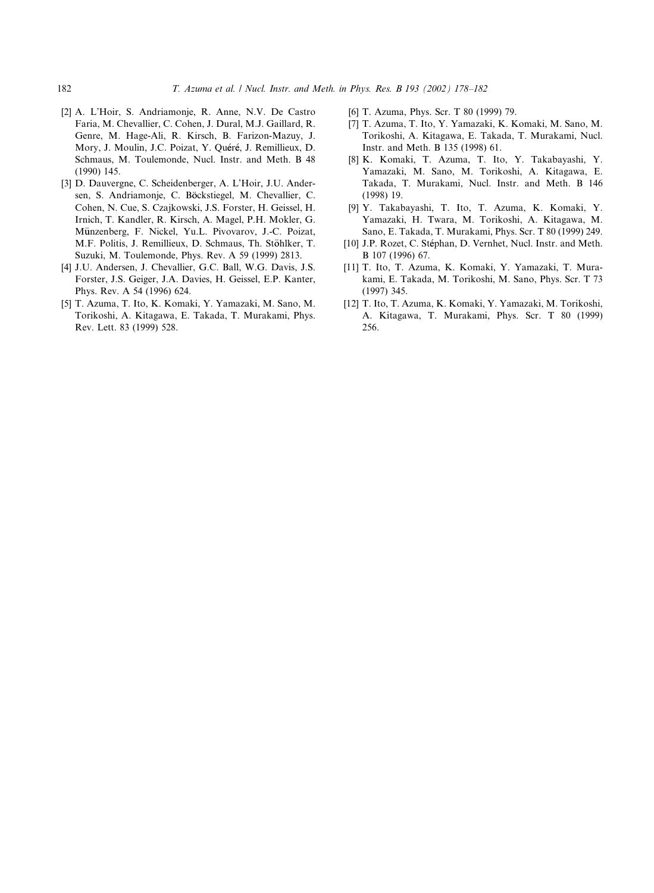[2] A. L'Hoir, S. Andriamonje, R. Anne, N.V. De Castro Faria, M. Chevallier, C. Cohen, J. Dural, M.J. Gaillard, R. Genre, M. Hage-Ali, R. Kirsch, B. Farizon-Mazuy, J. Mory, J. Moulin, J.C. Poizat, Y. Quéré, J. Remillieux, D. Schmaus, M. Toulemonde, Nucl. Instr. and Meth. B 48 (1990) 145.

[3] D. Dauvergne, C. Scheidenberger, A. L'Hoir, J.U. Andersen, S. Andriamonje, C. Böckstiegel, M. Chevallier, C. Cohen, N. Cue, S. Czajkowski, J.S. Forster, H. Geissel, H. Irnich, T. Kandler, R. Kirsch, A. Magel, P.H. Mokler, G. Münzenberg, F. Nickel, Yu.L. Pivovarov, J.-C. Poizat, M.F. Politis, J. Remillieux, D. Schmaus, Th. Stöhlker, T. Suzuki, M. Toulemonde, Phys. Rev. A 59 (1999) 2813.

[4] J.U. Andersen, J. Chevallier, G.C. Ball, W.G. Davis, J.S. Forster, J.S. Geiger, J.A. Davies, H. Geissel, E.P. Kanter, Phys. Rev. A 54 (1996) 624.

[5] T. Azuma, T. Ito, K. Komaki, Y. Yamazaki, M. Sano, M. Torikoshi, A. Kitagawa, E. Takada, T. Murakami, Phys. Rev. Lett. 83 (1999) 528.

[6] T. Azuma, Phys. Scr. T 80 (1999) 79.

[7] T. Azuma, T. Ito, Y. Yamazaki, K. Komaki, M. Sano, M. Torikoshi, A. Kitagawa, E. Takada, T. Murakami, Nucl. Instr. and Meth. B 135 (1998) 61.

[8] K. Komaki, T. Azuma, T. Ito, Y. Takabayashi, Y. Yamazaki, M. Sano, M. Torikoshi, A. Kitagawa, E. Takada, T. Murakami, Nucl. Instr. and Meth. B 146 (1998) 19.

[9] Y. Takabayashi, T. Ito, T. Azuma, K. Komaki, Y. Yamazaki, H. Twara, M. Torikoshi, A. Kitagawa, M. Sano, E. Takada, T. Murakami, Phys. Scr. T 80 (1999) 249.

[10] J.P. Rozet, C. Stéphan, D. Vernhet, Nucl. Instr. and Meth. B 107 (1996) 67.

[11] T. Ito, T. Azuma, K. Komaki, Y. Yamazaki, T. Murakami, E. Takada, M. Torikoshi, M. Sano, Phys. Scr. T 73 (1997) 345.

[12] T. Ito, T. Azuma, K. Komaki, Y. Yamazaki, M. Torikoshi, A. Kitagawa, T. Murakami, Phys. Scr. T 80 (1999) 256.